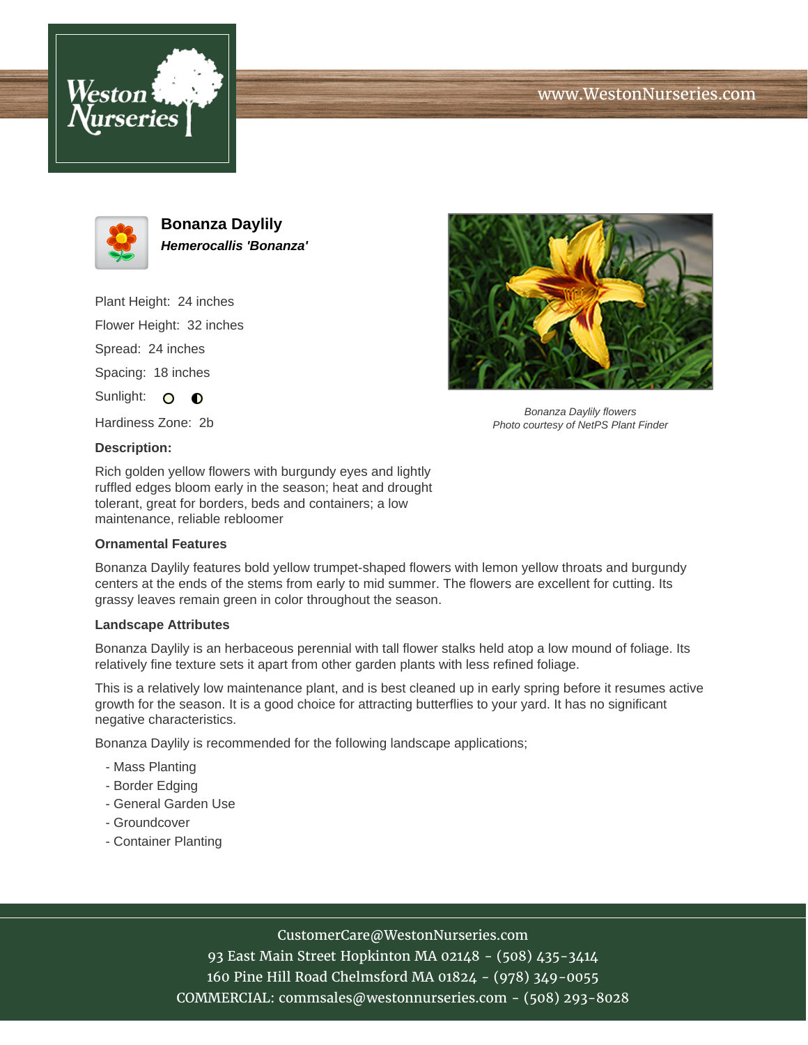# Bonanza Daylily

***Hemerocallis 'Bonanza'***

Plant Height: 24 inches

Flower Height: 32 inches

Spread: 24 inches

Spacing: 18 inches

Sunlight:

Hardiness Zone: 2b

*Bonanza Daylily flowers*
*Photo courtesy of NetPS Plant Finder*

**Description:**

Rich golden yellow flowers with burgundy eyes and lightly ruffled edges bloom early in the season; heat and drought tolerant, great for borders, beds and containers; a low maintenance, reliable rebloomer

### Ornamental Features

Bonanza Daylily features bold yellow trumpet-shaped flowers with lemon yellow throats and burgundy centers at the ends of the stems from early to mid summer. The flowers are excellent for cutting. Its grassy leaves remain green in color throughout the season.

### Landscape Attributes

Bonanza Daylily is an herbaceous perennial with tall flower stalks held atop a low mound of foliage. Its relatively fine texture sets it apart from other garden plants with less refined foliage.

This is a relatively low maintenance plant, and is best cleaned up in early spring before it resumes active growth for the season. It is a good choice for attracting butterflies to your yard. It has no significant negative characteristics.

Bonanza Daylily is recommended for the following landscape applications;

- Mass Planting
- Border Edging
- General Garden Use
- Groundcover
- Container Planting

CustomerCare@WestonNurseries.com
93 East Main Street Hopkinton MA 02148 - (508) 435-3414
160 Pine Hill Road Chelmsford MA 01824 - (978) 349-0055
COMMERCIAL: commsales@westonnurseries.com - (508) 293-8028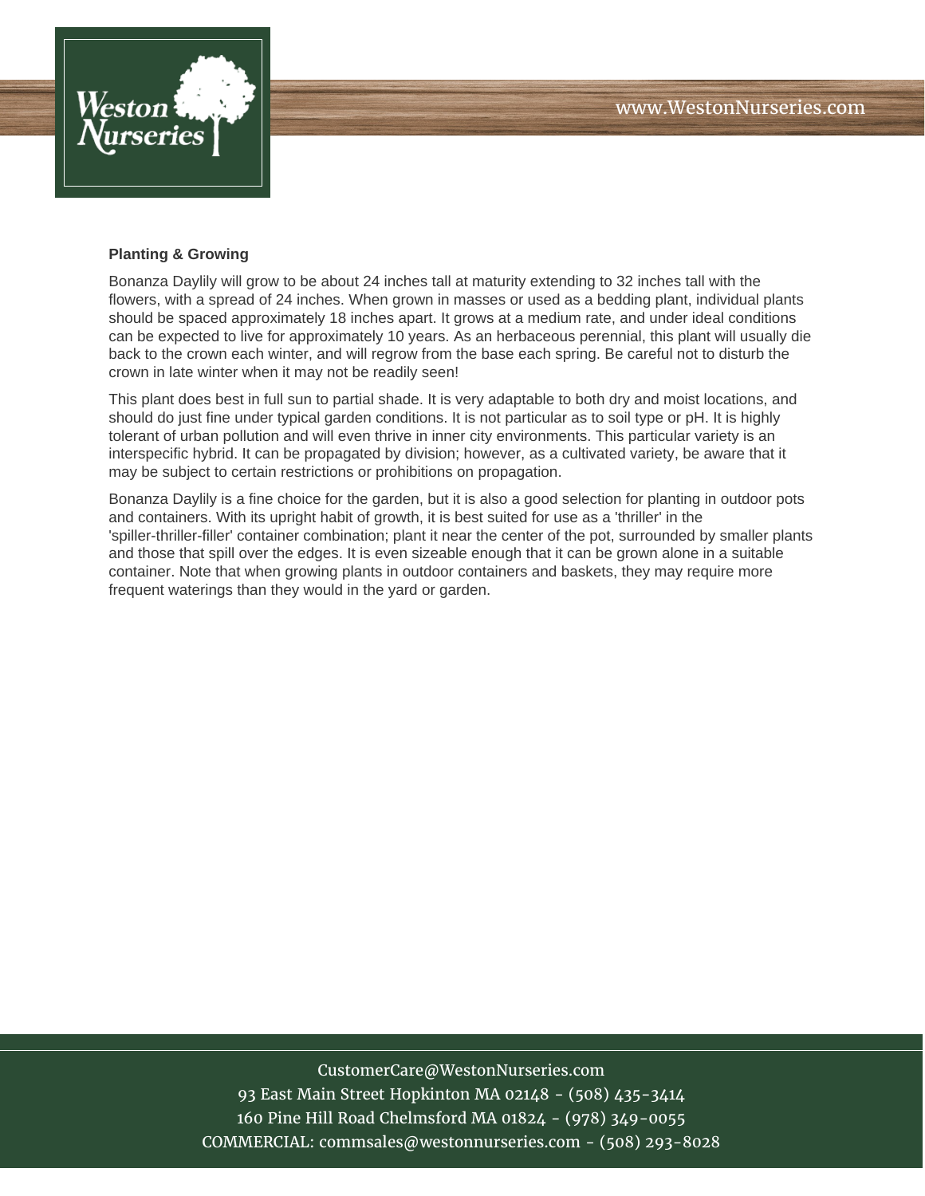### Planting & Growing

Bonanza Daylily will grow to be about 24 inches tall at maturity extending to 32 inches tall with the flowers, with a spread of 24 inches. When grown in masses or used as a bedding plant, individual plants should be spaced approximately 18 inches apart. It grows at a medium rate, and under ideal conditions can be expected to live for approximately 10 years. As an herbaceous perennial, this plant will usually die back to the crown each winter, and will regrow from the base each spring. Be careful not to disturb the crown in late winter when it may not be readily seen!

This plant does best in full sun to partial shade. It is very adaptable to both dry and moist locations, and should do just fine under typical garden conditions. It is not particular as to soil type or pH. It is highly tolerant of urban pollution and will even thrive in inner city environments. This particular variety is an interspecific hybrid. It can be propagated by division; however, as a cultivated variety, be aware that it may be subject to certain restrictions or prohibitions on propagation.

Bonanza Daylily is a fine choice for the garden, but it is also a good selection for planting in outdoor pots and containers. With its upright habit of growth, it is best suited for use as a 'thriller' in the 'spiller-thriller-filler' container combination; plant it near the center of the pot, surrounded by smaller plants and those that spill over the edges. It is even sizeable enough that it can be grown alone in a suitable container. Note that when growing plants in outdoor containers and baskets, they may require more frequent waterings than they would in the yard or garden.